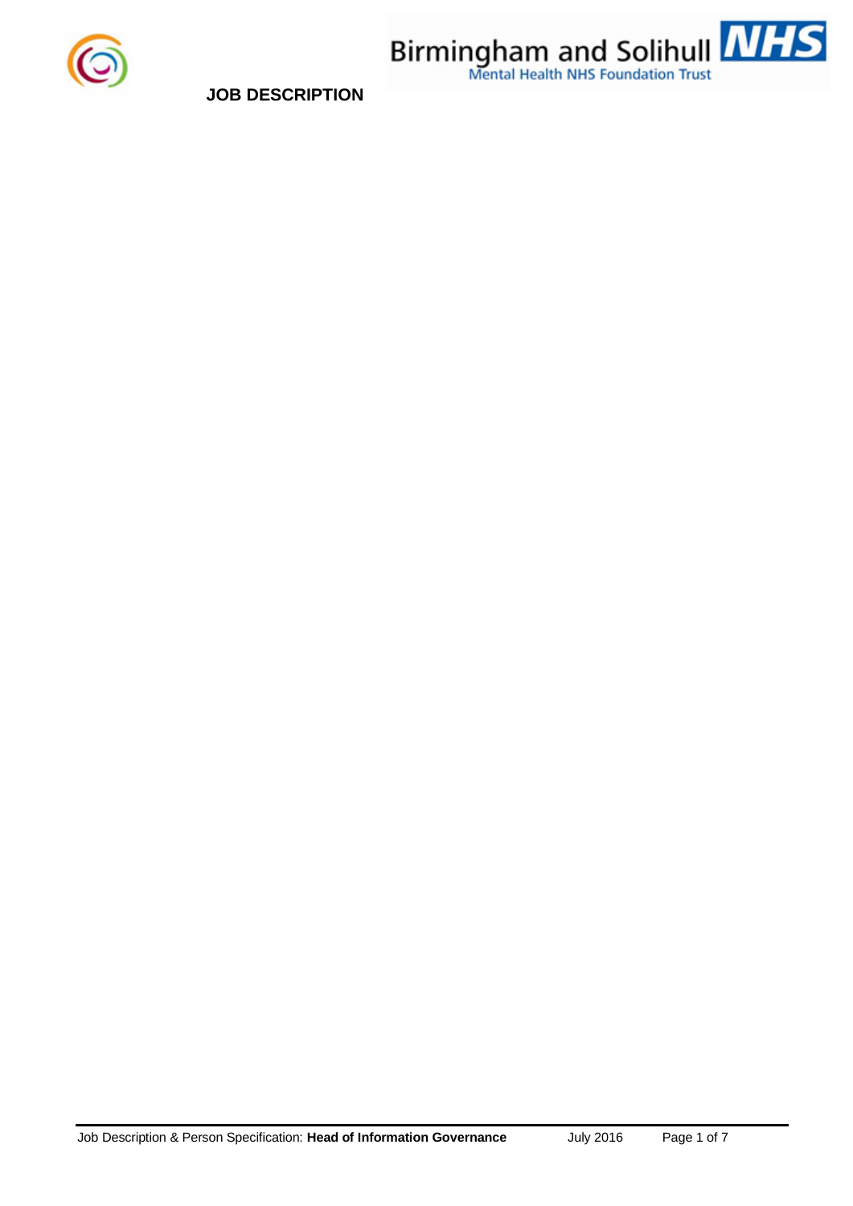Birmingham and Solihull NHS

Mental Health NHS Foundation Trust

# JOB DESCRIPTION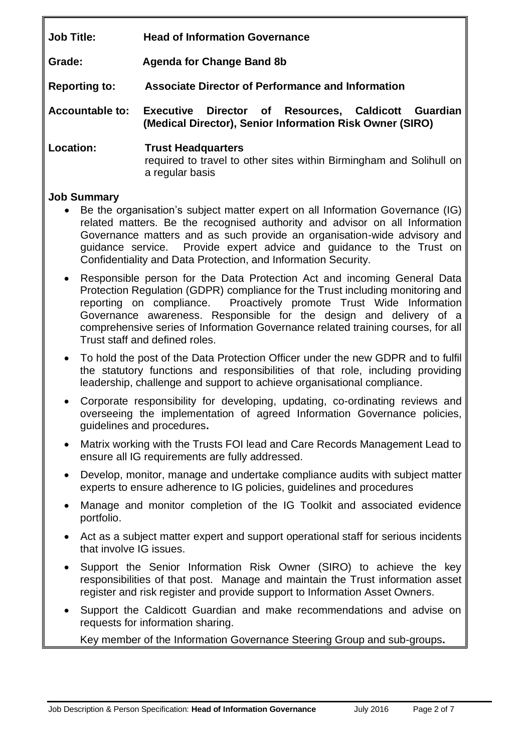**Job Title:** **Head of Information Governance**

**Grade:** **Agenda for Change Band 8b**

**Reporting to:** **Associate Director of Performance and Information**

**Accountable to:** **Executive Director of Resources, Caldicott Guardian (Medical Director), Senior Information Risk Owner (SIRO)**

**Location:** **Trust Headquarters**
required to travel to other sites within Birmingham and Solihull on a regular basis

## Job Summary

- Be the organisation's subject matter expert on all Information Governance (IG) related matters. Be the recognised authority and advisor on all Information Governance matters and as such provide an organisation-wide advisory and guidance service. Provide expert advice and guidance to the Trust on Confidentiality and Data Protection, and Information Security.
- Responsible person for the Data Protection Act and incoming General Data Protection Regulation (GDPR) compliance for the Trust including monitoring and reporting on compliance. Proactively promote Trust Wide Information Governance awareness. Responsible for the design and delivery of a comprehensive series of Information Governance related training courses, for all Trust staff and defined roles.
- To hold the post of the Data Protection Officer under the new GDPR and to fulfil the statutory functions and responsibilities of that role, including providing leadership, challenge and support to achieve organisational compliance.
- Corporate responsibility for developing, updating, co-ordinating reviews and overseeing the implementation of agreed Information Governance policies, guidelines and procedures**.**
- Matrix working with the Trusts FOI lead and Care Records Management Lead to ensure all IG requirements are fully addressed.
- Develop, monitor, manage and undertake compliance audits with subject matter experts to ensure adherence to IG policies, guidelines and procedures
- Manage and monitor completion of the IG Toolkit and associated evidence portfolio.
- Act as a subject matter expert and support operational staff for serious incidents that involve IG issues.
- Support the Senior Information Risk Owner (SIRO) to achieve the key responsibilities of that post. Manage and maintain the Trust information asset register and risk register and provide support to Information Asset Owners.
- Support the Caldicott Guardian and make recommendations and advise on requests for information sharing.

  Key member of the Information Governance Steering Group and sub-groups**.**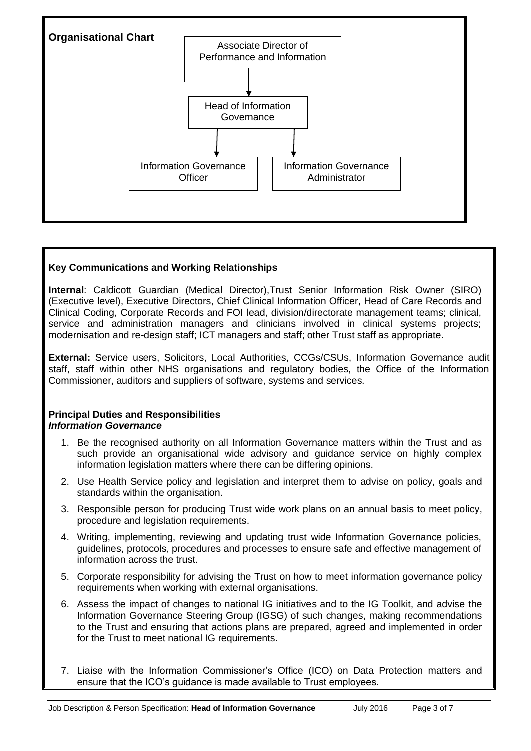**Organisational Chart**

- Associate Director of Performance and Information
  - Head of Information Governance
    - Information Governance Officer
    - Information Governance Administrator

**Key Communications and Working Relationships**

**Internal**: Caldicott Guardian (Medical Director),Trust Senior Information Risk Owner (SIRO) (Executive level), Executive Directors, Chief Clinical Information Officer, Head of Care Records and Clinical Coding, Corporate Records and FOI lead, division/directorate management teams; clinical, service and administration managers and clinicians involved in clinical systems projects; modernisation and re-design staff; ICT managers and staff; other Trust staff as appropriate.

**External:** Service users, Solicitors, Local Authorities, CCGs/CSUs, Information Governance audit staff, staff within other NHS organisations and regulatory bodies, the Office of the Information Commissioner, auditors and suppliers of software, systems and services.

**Principal Duties and Responsibilities**
***Information Governance***

1. Be the recognised authority on all Information Governance matters within the Trust and as such provide an organisational wide advisory and guidance service on highly complex information legislation matters where there can be differing opinions.
2. Use Health Service policy and legislation and interpret them to advise on policy, goals and standards within the organisation.
3. Responsible person for producing Trust wide work plans on an annual basis to meet policy, procedure and legislation requirements.
4. Writing, implementing, reviewing and updating trust wide Information Governance policies, guidelines, protocols, procedures and processes to ensure safe and effective management of information across the trust.
5. Corporate responsibility for advising the Trust on how to meet information governance policy requirements when working with external organisations.
6. Assess the impact of changes to national IG initiatives and to the IG Toolkit, and advise the Information Governance Steering Group (IGSG) of such changes, making recommendations to the Trust and ensuring that actions plans are prepared, agreed and implemented in order for the Trust to meet national IG requirements.
7. Liaise with the Information Commissioner's Office (ICO) on Data Protection matters and ensure that the ICO's guidance is made available to Trust employees.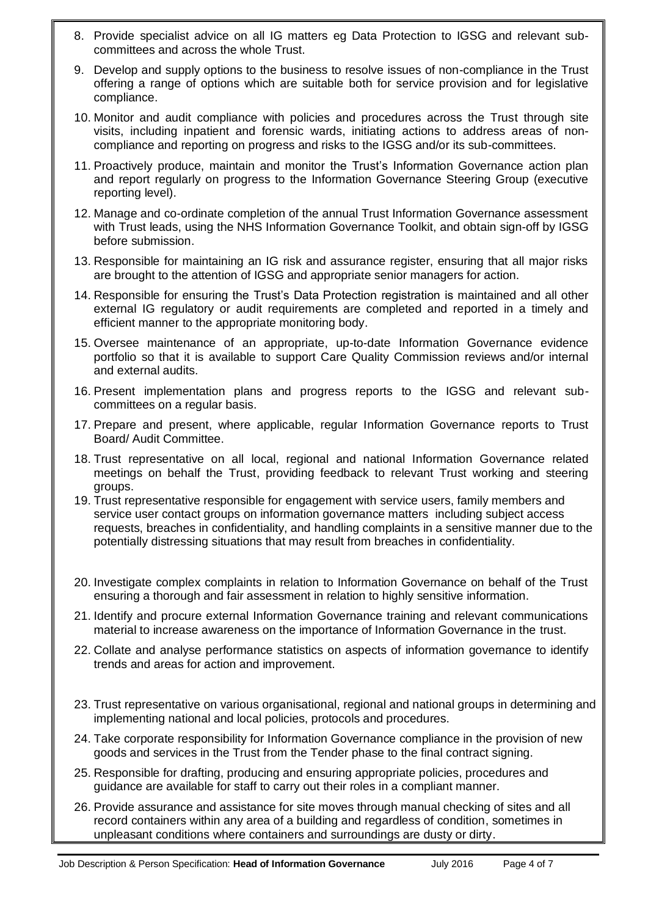8. Provide specialist advice on all IG matters eg Data Protection to IGSG and relevant sub-committees and across the whole Trust.
9. Develop and supply options to the business to resolve issues of non-compliance in the Trust offering a range of options which are suitable both for service provision and for legislative compliance.
10. Monitor and audit compliance with policies and procedures across the Trust through site visits, including inpatient and forensic wards, initiating actions to address areas of non-compliance and reporting on progress and risks to the IGSG and/or its sub-committees.
11. Proactively produce, maintain and monitor the Trust's Information Governance action plan and report regularly on progress to the Information Governance Steering Group (executive reporting level).
12. Manage and co-ordinate completion of the annual Trust Information Governance assessment with Trust leads, using the NHS Information Governance Toolkit, and obtain sign-off by IGSG before submission.
13. Responsible for maintaining an IG risk and assurance register, ensuring that all major risks are brought to the attention of IGSG and appropriate senior managers for action.
14. Responsible for ensuring the Trust's Data Protection registration is maintained and all other external IG regulatory or audit requirements are completed and reported in a timely and efficient manner to the appropriate monitoring body.
15. Oversee maintenance of an appropriate, up-to-date Information Governance evidence portfolio so that it is available to support Care Quality Commission reviews and/or internal and external audits.
16. Present implementation plans and progress reports to the IGSG and relevant sub-committees on a regular basis.
17. Prepare and present, where applicable, regular Information Governance reports to Trust Board/ Audit Committee.
18. Trust representative on all local, regional and national Information Governance related meetings on behalf the Trust, providing feedback to relevant Trust working and steering groups.
19. Trust representative responsible for engagement with service users, family members and service user contact groups on information governance matters including subject access requests, breaches in confidentiality, and handling complaints in a sensitive manner due to the potentially distressing situations that may result from breaches in confidentiality.
20. Investigate complex complaints in relation to Information Governance on behalf of the Trust ensuring a thorough and fair assessment in relation to highly sensitive information.
21. Identify and procure external Information Governance training and relevant communications material to increase awareness on the importance of Information Governance in the trust.
22. Collate and analyse performance statistics on aspects of information governance to identify trends and areas for action and improvement.
23. Trust representative on various organisational, regional and national groups in determining and implementing national and local policies, protocols and procedures.
24. Take corporate responsibility for Information Governance compliance in the provision of new goods and services in the Trust from the Tender phase to the final contract signing.
25. Responsible for drafting, producing and ensuring appropriate policies, procedures and guidance are available for staff to carry out their roles in a compliant manner.
26. Provide assurance and assistance for site moves through manual checking of sites and all record containers within any area of a building and regardless of condition, sometimes in unpleasant conditions where containers and surroundings are dusty or dirty.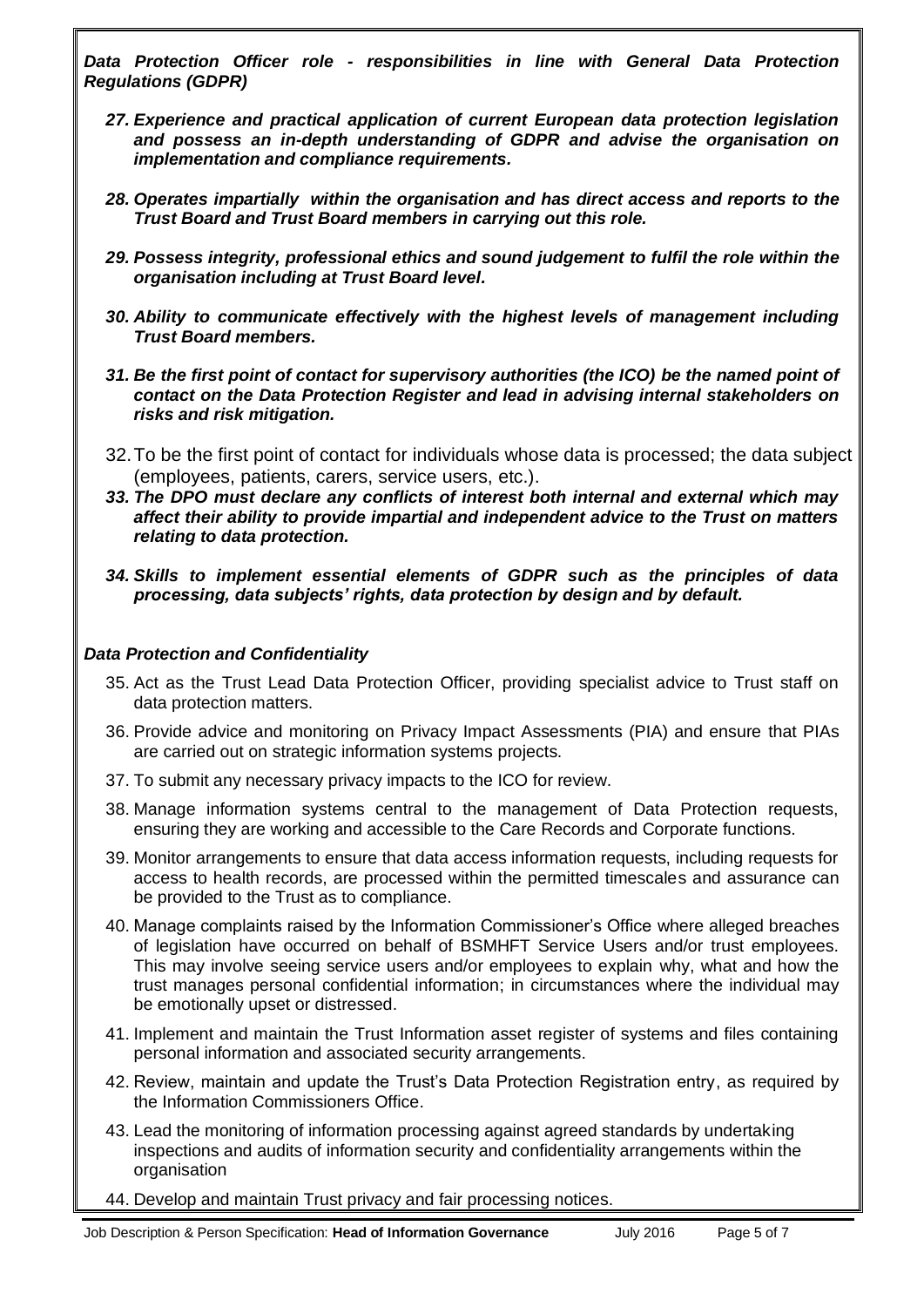***Data Protection Officer role - responsibilities in line with General Data Protection Regulations (GDPR)***

27. ***Experience and practical application of current European data protection legislation and possess an in-depth understanding of GDPR and advise the organisation on implementation and compliance requirements.***

28. ***Operates impartially within the organisation and has direct access and reports to the Trust Board and Trust Board members in carrying out this role.***

29. ***Possess integrity, professional ethics and sound judgement to fulfil the role within the organisation including at Trust Board level.***

30. ***Ability to communicate effectively with the highest levels of management including Trust Board members.***

31. ***Be the first point of contact for supervisory authorities (the ICO) be the named point of contact on the Data Protection Register and lead in advising internal stakeholders on risks and risk mitigation.***

32. To be the first point of contact for individuals whose data is processed; the data subject (employees, patients, carers, service users, etc.).

33. ***The DPO must declare any conflicts of interest both internal and external which may affect their ability to provide impartial and independent advice to the Trust on matters relating to data protection.***

34. ***Skills to implement essential elements of GDPR such as the principles of data processing, data subjects' rights, data protection by design and by default.***

***Data Protection and Confidentiality***

35. Act as the Trust Lead Data Protection Officer, providing specialist advice to Trust staff on data protection matters.

36. Provide advice and monitoring on Privacy Impact Assessments (PIA) and ensure that PIAs are carried out on strategic information systems projects.

37. To submit any necessary privacy impacts to the ICO for review.

38. Manage information systems central to the management of Data Protection requests, ensuring they are working and accessible to the Care Records and Corporate functions.

39. Monitor arrangements to ensure that data access information requests, including requests for access to health records, are processed within the permitted timescales and assurance can be provided to the Trust as to compliance.

40. Manage complaints raised by the Information Commissioner's Office where alleged breaches of legislation have occurred on behalf of BSMHFT Service Users and/or trust employees. This may involve seeing service users and/or employees to explain why, what and how the trust manages personal confidential information; in circumstances where the individual may be emotionally upset or distressed.

41. Implement and maintain the Trust Information asset register of systems and files containing personal information and associated security arrangements.

42. Review, maintain and update the Trust's Data Protection Registration entry, as required by the Information Commissioners Office.

43. Lead the monitoring of information processing against agreed standards by undertaking inspections and audits of information security and confidentiality arrangements within the organisation

44. Develop and maintain Trust privacy and fair processing notices.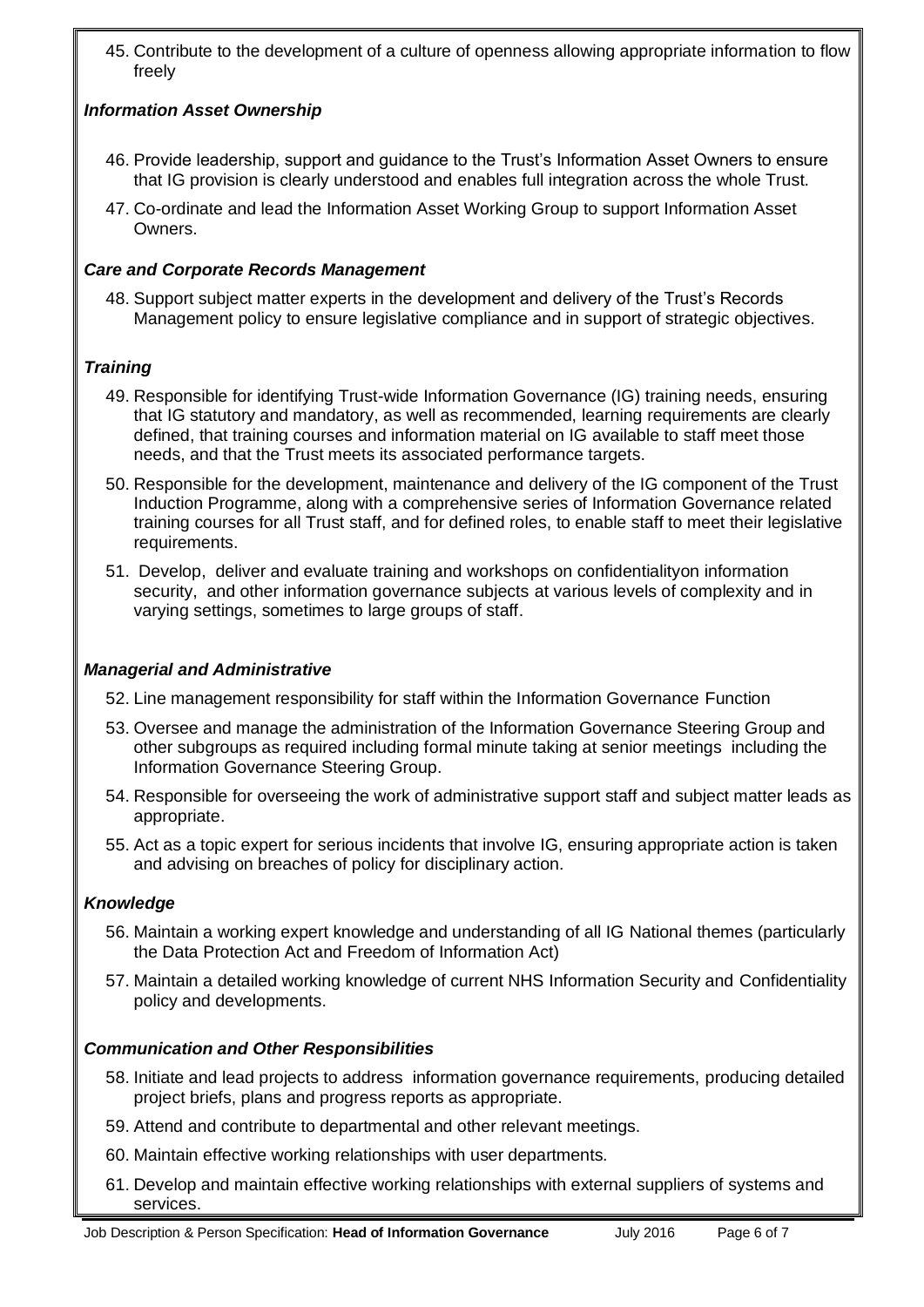45. Contribute to the development of a culture of openness allowing appropriate information to flow freely

### *Information Asset Ownership*

46. Provide leadership, support and guidance to the Trust's Information Asset Owners to ensure that IG provision is clearly understood and enables full integration across the whole Trust.
47. Co-ordinate and lead the Information Asset Working Group to support Information Asset Owners.

### *Care and Corporate Records Management*

48. Support subject matter experts in the development and delivery of the Trust's Records Management policy to ensure legislative compliance and in support of strategic objectives.

### *Training*

49. Responsible for identifying Trust-wide Information Governance (IG) training needs, ensuring that IG statutory and mandatory, as well as recommended, learning requirements are clearly defined, that training courses and information material on IG available to staff meet those needs, and that the Trust meets its associated performance targets.
50. Responsible for the development, maintenance and delivery of the IG component of the Trust Induction Programme, along with a comprehensive series of Information Governance related training courses for all Trust staff, and for defined roles, to enable staff to meet their legislative requirements.
51. Develop, deliver and evaluate training and workshops on confidentialityon information security, and other information governance subjects at various levels of complexity and in varying settings, sometimes to large groups of staff.

### *Managerial and Administrative*

52. Line management responsibility for staff within the Information Governance Function
53. Oversee and manage the administration of the Information Governance Steering Group and other subgroups as required including formal minute taking at senior meetings including the Information Governance Steering Group.
54. Responsible for overseeing the work of administrative support staff and subject matter leads as appropriate.
55. Act as a topic expert for serious incidents that involve IG, ensuring appropriate action is taken and advising on breaches of policy for disciplinary action.

### *Knowledge*

56. Maintain a working expert knowledge and understanding of all IG National themes (particularly the Data Protection Act and Freedom of Information Act)
57. Maintain a detailed working knowledge of current NHS Information Security and Confidentiality policy and developments.

### *Communication and Other Responsibilities*

58. Initiate and lead projects to address information governance requirements, producing detailed project briefs, plans and progress reports as appropriate.
59. Attend and contribute to departmental and other relevant meetings.
60. Maintain effective working relationships with user departments.
61. Develop and maintain effective working relationships with external suppliers of systems and services.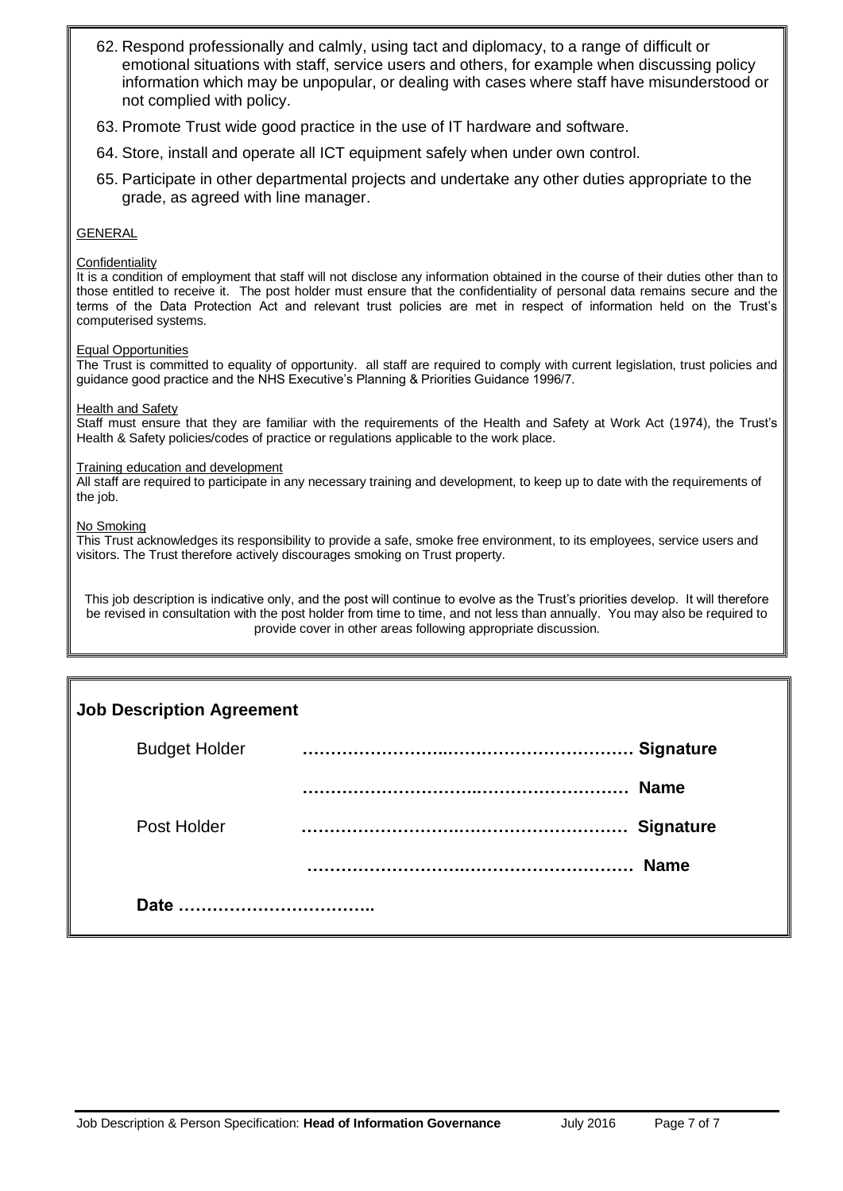62. Respond professionally and calmly, using tact and diplomacy, to a range of difficult or emotional situations with staff, service users and others, for example when discussing policy information which may be unpopular, or dealing with cases where staff have misunderstood or not complied with policy.
63. Promote Trust wide good practice in the use of IT hardware and software.
64. Store, install and operate all ICT equipment safely when under own control.
65. Participate in other departmental projects and undertake any other duties appropriate to the grade, as agreed with line manager.

GENERAL

Confidentiality
It is a condition of employment that staff will not disclose any information obtained in the course of their duties other than to those entitled to receive it. The post holder must ensure that the confidentiality of personal data remains secure and the terms of the Data Protection Act and relevant trust policies are met in respect of information held on the Trust's computerised systems.

Equal Opportunities
The Trust is committed to equality of opportunity. all staff are required to comply with current legislation, trust policies and guidance good practice and the NHS Executive's Planning & Priorities Guidance 1996/7.

Health and Safety
Staff must ensure that they are familiar with the requirements of the Health and Safety at Work Act (1974), the Trust's Health & Safety policies/codes of practice or regulations applicable to the work place.

Training education and development
All staff are required to participate in any necessary training and development, to keep up to date with the requirements of the job.

No Smoking
This Trust acknowledges its responsibility to provide a safe, smoke free environment, to its employees, service users and visitors. The Trust therefore actively discourages smoking on Trust property.

This job description is indicative only, and the post will continue to evolve as the Trust's priorities develop. It will therefore be revised in consultation with the post holder from time to time, and not less than annually. You may also be required to provide cover in other areas following appropriate discussion.

**Job Description Agreement**

Budget Holder ……………………..…………………………… **Signature**

…………………………..……………………… **Name**

Post Holder ……………………..…………………………… **Signature**

…………………………..……………………… **Name**

**Date ……………………………..**